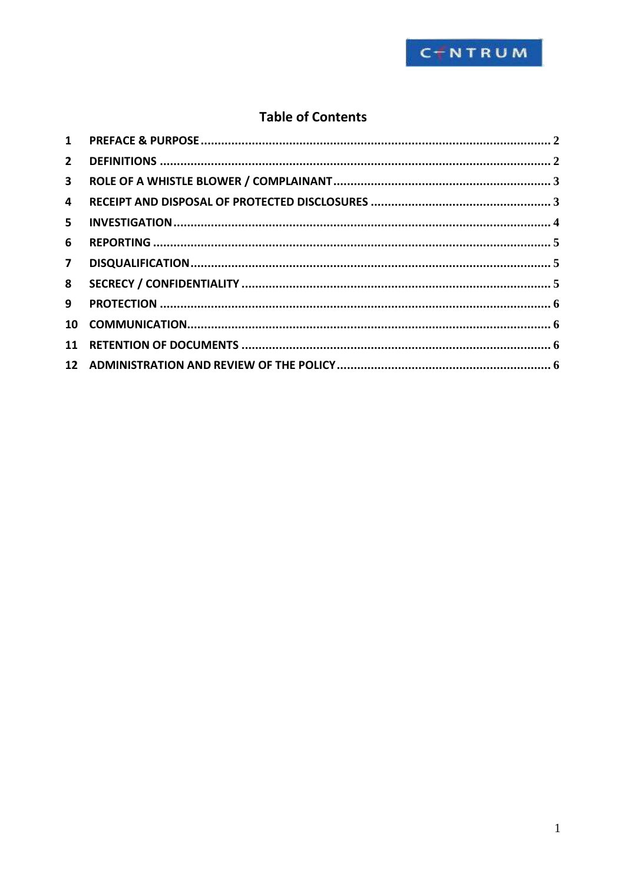## Table of Contents

1 PREFACE & PURPOSE ........................................................................ 2
2 DEFINITIONS ...................................................................................... 2
3 ROLE OF A WHISTLE BLOWER / COMPLAINANT ............................. 3
4 RECEIPT AND DISPOSAL OF PROTECTED DISCLOSURES ................ 3
5 INVESTIGATION .................................................................................. 4
6 REPORTING ........................................................................................ 5
7 DISQUALIFICATION ............................................................................ 5
8 SECRECY / CONFIDENTIALITY ............................................................ 5
9 PROTECTION ...................................................................................... 6
10 COMMUNICATION ............................................................................. 6
11 RETENTION OF DOCUMENTS ............................................................ 6
12 ADMINISTRATION AND REVIEW OF THE POLICY .............................. 6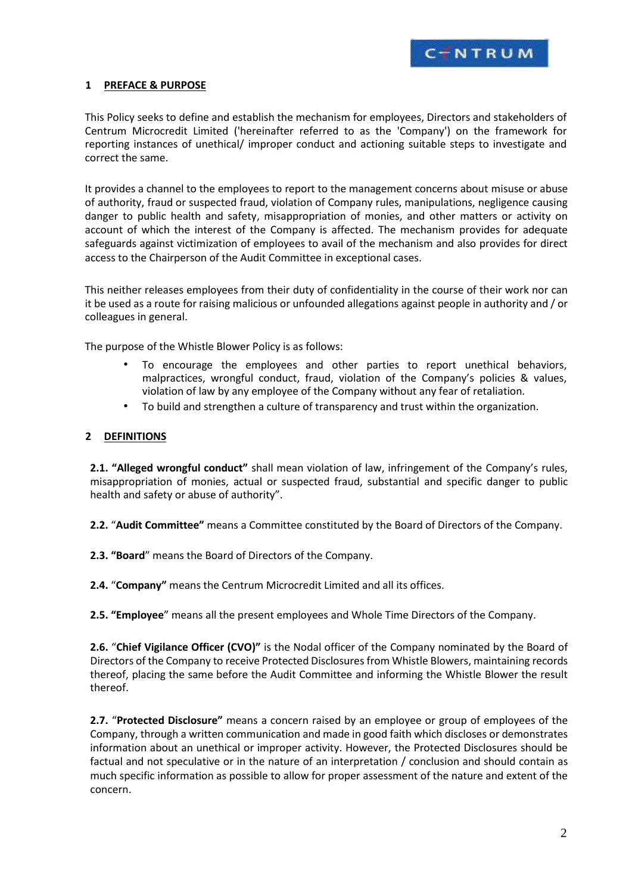## 1 PREFACE & PURPOSE

This Policy seeks to define and establish the mechanism for employees, Directors and stakeholders of Centrum Microcredit Limited ('hereinafter referred to as the 'Company') on the framework for reporting instances of unethical/ improper conduct and actioning suitable steps to investigate and correct the same.

It provides a channel to the employees to report to the management concerns about misuse or abuse of authority, fraud or suspected fraud, violation of Company rules, manipulations, negligence causing danger to public health and safety, misappropriation of monies, and other matters or activity on account of which the interest of the Company is affected. The mechanism provides for adequate safeguards against victimization of employees to avail of the mechanism and also provides for direct access to the Chairperson of the Audit Committee in exceptional cases.

This neither releases employees from their duty of confidentiality in the course of their work nor can it be used as a route for raising malicious or unfounded allegations against people in authority and / or colleagues in general.

The purpose of the Whistle Blower Policy is as follows:

- To encourage the employees and other parties to report unethical behaviors, malpractices, wrongful conduct, fraud, violation of the Company's policies & values, violation of law by any employee of the Company without any fear of retaliation.
- To build and strengthen a culture of transparency and trust within the organization.

## 2 DEFINITIONS

**2.1. "Alleged wrongful conduct"** shall mean violation of law, infringement of the Company's rules, misappropriation of monies, actual or suspected fraud, substantial and specific danger to public health and safety or abuse of authority".

**2.2.** "**Audit Committee"** means a Committee constituted by the Board of Directors of the Company.

**2.3. "Board**" means the Board of Directors of the Company.

**2.4.** "**Company"** means the Centrum Microcredit Limited and all its offices.

**2.5. "Employee**" means all the present employees and Whole Time Directors of the Company.

**2.6.** "**Chief Vigilance Officer (CVO)"** is the Nodal officer of the Company nominated by the Board of Directors of the Company to receive Protected Disclosures from Whistle Blowers, maintaining records thereof, placing the same before the Audit Committee and informing the Whistle Blower the result thereof.

**2.7.** "**Protected Disclosure"** means a concern raised by an employee or group of employees of the Company, through a written communication and made in good faith which discloses or demonstrates information about an unethical or improper activity. However, the Protected Disclosures should be factual and not speculative or in the nature of an interpretation / conclusion and should contain as much specific information as possible to allow for proper assessment of the nature and extent of the concern.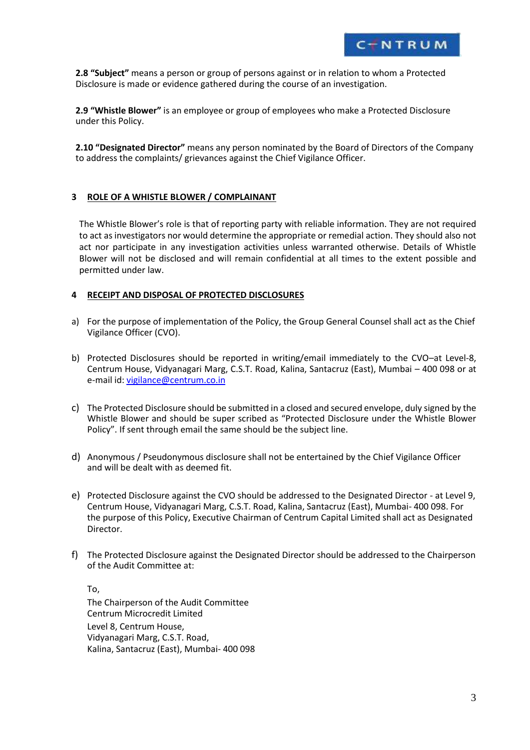**2.8 "Subject"** means a person or group of persons against or in relation to whom a Protected Disclosure is made or evidence gathered during the course of an investigation.

**2.9 "Whistle Blower"** is an employee or group of employees who make a Protected Disclosure under this Policy.

**2.10 "Designated Director"** means any person nominated by the Board of Directors of the Company to address the complaints/ grievances against the Chief Vigilance Officer.

## 3 ROLE OF A WHISTLE BLOWER / COMPLAINANT

The Whistle Blower's role is that of reporting party with reliable information. They are not required to act as investigators nor would determine the appropriate or remedial action. They should also not act nor participate in any investigation activities unless warranted otherwise. Details of Whistle Blower will not be disclosed and will remain confidential at all times to the extent possible and permitted under law.

## 4 RECEIPT AND DISPOSAL OF PROTECTED DISCLOSURES

a) For the purpose of implementation of the Policy, the Group General Counsel shall act as the Chief Vigilance Officer (CVO).

b) Protected Disclosures should be reported in writing/email immediately to the CVO–at Level-8, Centrum House, Vidyanagari Marg, C.S.T. Road, Kalina, Santacruz (East), Mumbai – 400 098 or at e-mail id: vigilance@centrum.co.in

c) The Protected Disclosure should be submitted in a closed and secured envelope, duly signed by the Whistle Blower and should be super scribed as "Protected Disclosure under the Whistle Blower Policy". If sent through email the same should be the subject line.

d) Anonymous / Pseudonymous disclosure shall not be entertained by the Chief Vigilance Officer and will be dealt with as deemed fit.

e) Protected Disclosure against the CVO should be addressed to the Designated Director - at Level 9, Centrum House, Vidyanagari Marg, C.S.T. Road, Kalina, Santacruz (East), Mumbai- 400 098. For the purpose of this Policy, Executive Chairman of Centrum Capital Limited shall act as Designated Director.

f) The Protected Disclosure against the Designated Director should be addressed to the Chairperson of the Audit Committee at:

To,
The Chairperson of the Audit Committee
Centrum Microcredit Limited
Level 8, Centrum House,
Vidyanagari Marg, C.S.T. Road,
Kalina, Santacruz (East), Mumbai- 400 098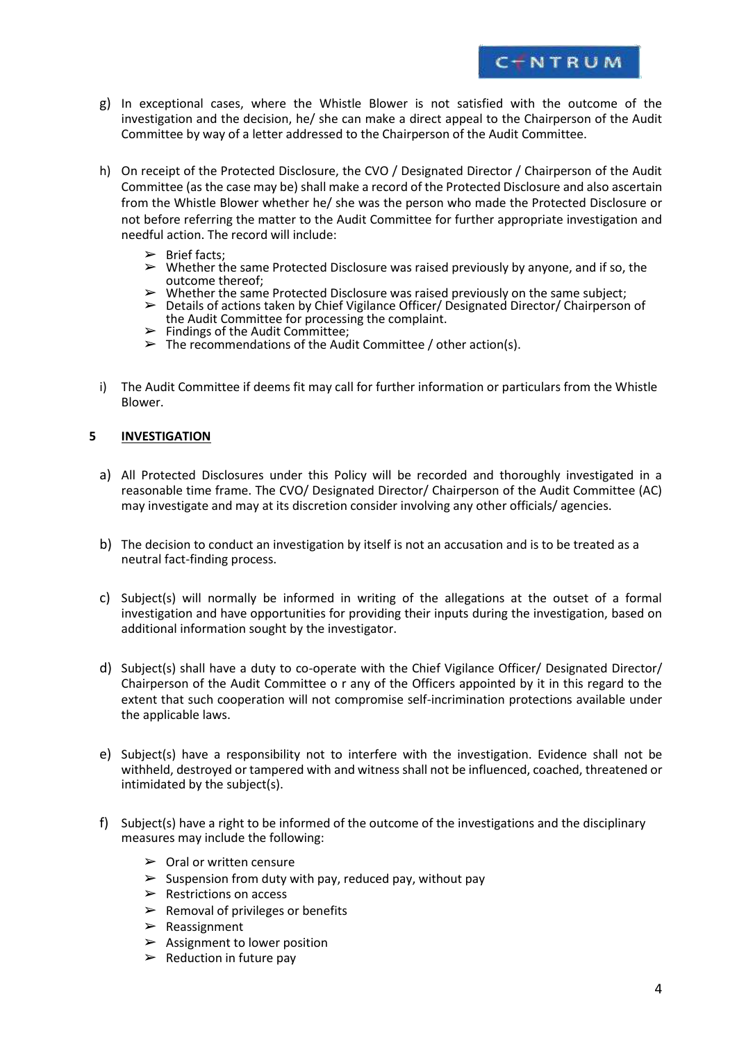g) In exceptional cases, where the Whistle Blower is not satisfied with the outcome of the investigation and the decision, he/ she can make a direct appeal to the Chairperson of the Audit Committee by way of a letter addressed to the Chairperson of the Audit Committee.

h) On receipt of the Protected Disclosure, the CVO / Designated Director / Chairperson of the Audit Committee (as the case may be) shall make a record of the Protected Disclosure and also ascertain from the Whistle Blower whether he/ she was the person who made the Protected Disclosure or not before referring the matter to the Audit Committee for further appropriate investigation and needful action. The record will include:

   - Brief facts;
   - Whether the same Protected Disclosure was raised previously by anyone, and if so, the outcome thereof;
   - Whether the same Protected Disclosure was raised previously on the same subject;
   - Details of actions taken by Chief Vigilance Officer/ Designated Director/ Chairperson of the Audit Committee for processing the complaint.
   - Findings of the Audit Committee;
   - The recommendations of the Audit Committee / other action(s).

i) The Audit Committee if deems fit may call for further information or particulars from the Whistle Blower.

## 5 INVESTIGATION

a) All Protected Disclosures under this Policy will be recorded and thoroughly investigated in a reasonable time frame. The CVO/ Designated Director/ Chairperson of the Audit Committee (AC) may investigate and may at its discretion consider involving any other officials/ agencies.

b) The decision to conduct an investigation by itself is not an accusation and is to be treated as a neutral fact-finding process.

c) Subject(s) will normally be informed in writing of the allegations at the outset of a formal investigation and have opportunities for providing their inputs during the investigation, based on additional information sought by the investigator.

d) Subject(s) shall have a duty to co-operate with the Chief Vigilance Officer/ Designated Director/ Chairperson of the Audit Committee o r any of the Officers appointed by it in this regard to the extent that such cooperation will not compromise self-incrimination protections available under the applicable laws.

e) Subject(s) have a responsibility not to interfere with the investigation. Evidence shall not be withheld, destroyed or tampered with and witness shall not be influenced, coached, threatened or intimidated by the subject(s).

f) Subject(s) have a right to be informed of the outcome of the investigations and the disciplinary measures may include the following:

   - Oral or written censure
   - Suspension from duty with pay, reduced pay, without pay
   - Restrictions on access
   - Removal of privileges or benefits
   - Reassignment
   - Assignment to lower position
   - Reduction in future pay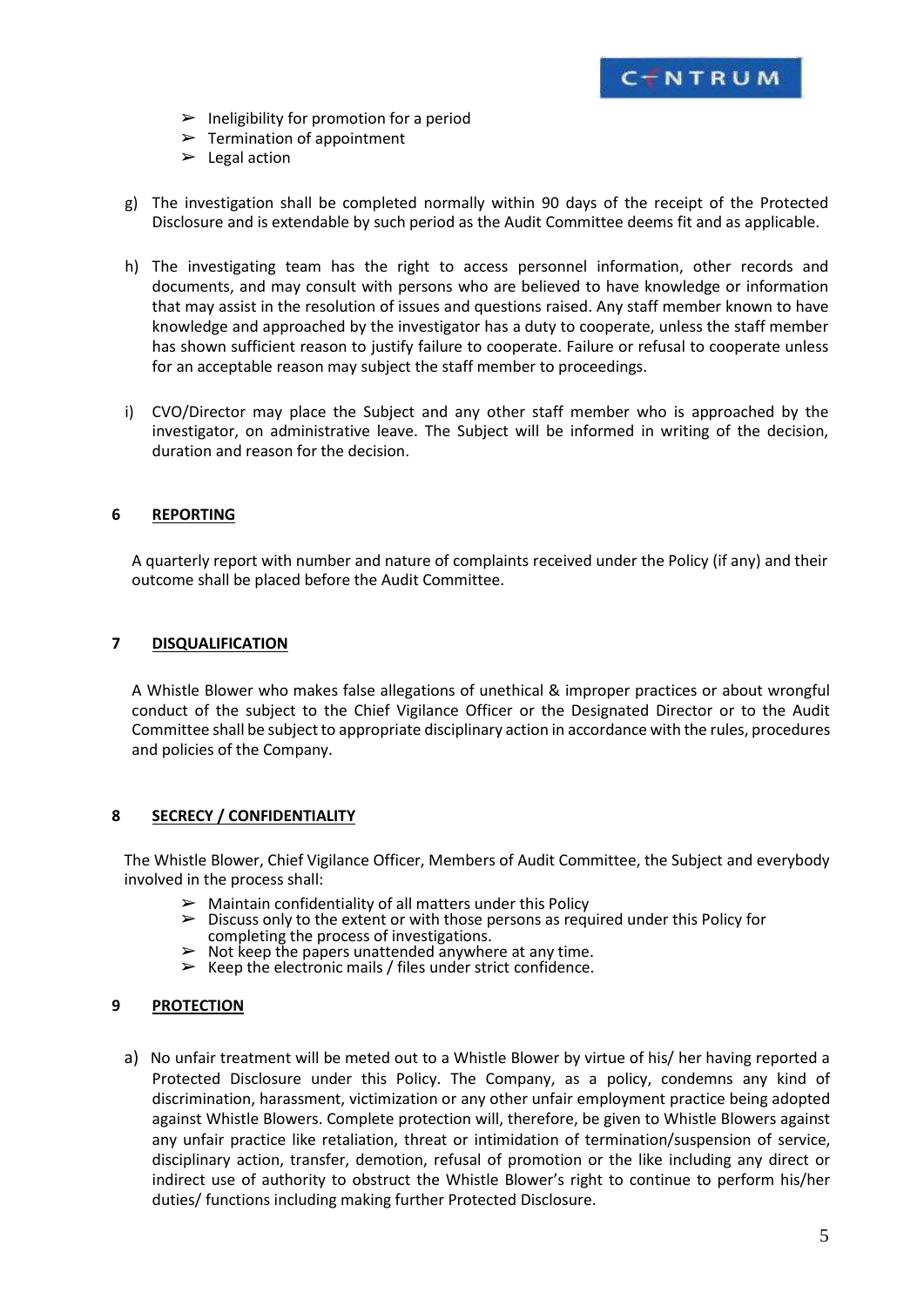- Ineligibility for promotion for a period
- Termination of appointment
- Legal action

g) The investigation shall be completed normally within 90 days of the receipt of the Protected Disclosure and is extendable by such period as the Audit Committee deems fit and as applicable.

h) The investigating team has the right to access personnel information, other records and documents, and may consult with persons who are believed to have knowledge or information that may assist in the resolution of issues and questions raised. Any staff member known to have knowledge and approached by the investigator has a duty to cooperate, unless the staff member has shown sufficient reason to justify failure to cooperate. Failure or refusal to cooperate unless for an acceptable reason may subject the staff member to proceedings.

i) CVO/Director may place the Subject and any other staff member who is approached by the investigator, on administrative leave. The Subject will be informed in writing of the decision, duration and reason for the decision.

## 6 REPORTING

A quarterly report with number and nature of complaints received under the Policy (if any) and their outcome shall be placed before the Audit Committee.

## 7 DISQUALIFICATION

A Whistle Blower who makes false allegations of unethical & improper practices or about wrongful conduct of the subject to the Chief Vigilance Officer or the Designated Director or to the Audit Committee shall be subject to appropriate disciplinary action in accordance with the rules, procedures and policies of the Company.

## 8 SECRECY / CONFIDENTIALITY

The Whistle Blower, Chief Vigilance Officer, Members of Audit Committee, the Subject and everybody involved in the process shall:

- Maintain confidentiality of all matters under this Policy
- Discuss only to the extent or with those persons as required under this Policy for completing the process of investigations.
- Not keep the papers unattended anywhere at any time.
- Keep the electronic mails / files under strict confidence.

## 9 PROTECTION

a) No unfair treatment will be meted out to a Whistle Blower by virtue of his/ her having reported a Protected Disclosure under this Policy. The Company, as a policy, condemns any kind of discrimination, harassment, victimization or any other unfair employment practice being adopted against Whistle Blowers. Complete protection will, therefore, be given to Whistle Blowers against any unfair practice like retaliation, threat or intimidation of termination/suspension of service, disciplinary action, transfer, demotion, refusal of promotion or the like including any direct or indirect use of authority to obstruct the Whistle Blower's right to continue to perform his/her duties/ functions including making further Protected Disclosure.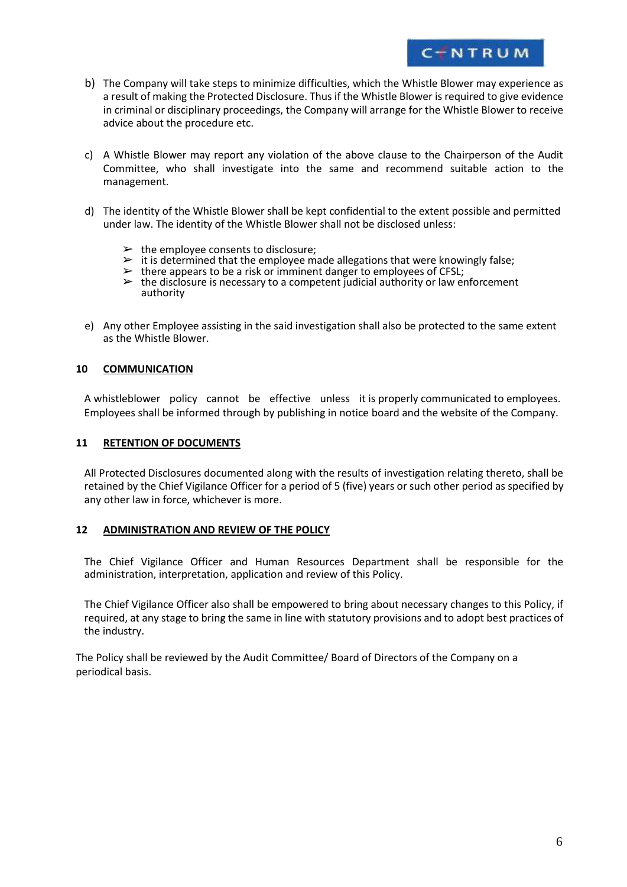b) The Company will take steps to minimize difficulties, which the Whistle Blower may experience as a result of making the Protected Disclosure. Thus if the Whistle Blower is required to give evidence in criminal or disciplinary proceedings, the Company will arrange for the Whistle Blower to receive advice about the procedure etc.

c) A Whistle Blower may report any violation of the above clause to the Chairperson of the Audit Committee, who shall investigate into the same and recommend suitable action to the management.

d) The identity of the Whistle Blower shall be kept confidential to the extent possible and permitted under law. The identity of the Whistle Blower shall not be disclosed unless:

- the employee consents to disclosure;
- it is determined that the employee made allegations that were knowingly false;
- there appears to be a risk or imminent danger to employees of CFSL;
- the disclosure is necessary to a competent judicial authority or law enforcement authority

e) Any other Employee assisting in the said investigation shall also be protected to the same extent as the Whistle Blower.

## 10 COMMUNICATION

A whistleblower policy cannot be effective unless it is properly communicated to employees. Employees shall be informed through by publishing in notice board and the website of the Company.

## 11 RETENTION OF DOCUMENTS

All Protected Disclosures documented along with the results of investigation relating thereto, shall be retained by the Chief Vigilance Officer for a period of 5 (five) years or such other period as specified by any other law in force, whichever is more.

## 12 ADMINISTRATION AND REVIEW OF THE POLICY

The Chief Vigilance Officer and Human Resources Department shall be responsible for the administration, interpretation, application and review of this Policy.

The Chief Vigilance Officer also shall be empowered to bring about necessary changes to this Policy, if required, at any stage to bring the same in line with statutory provisions and to adopt best practices of the industry.

The Policy shall be reviewed by the Audit Committee/ Board of Directors of the Company on a periodical basis.